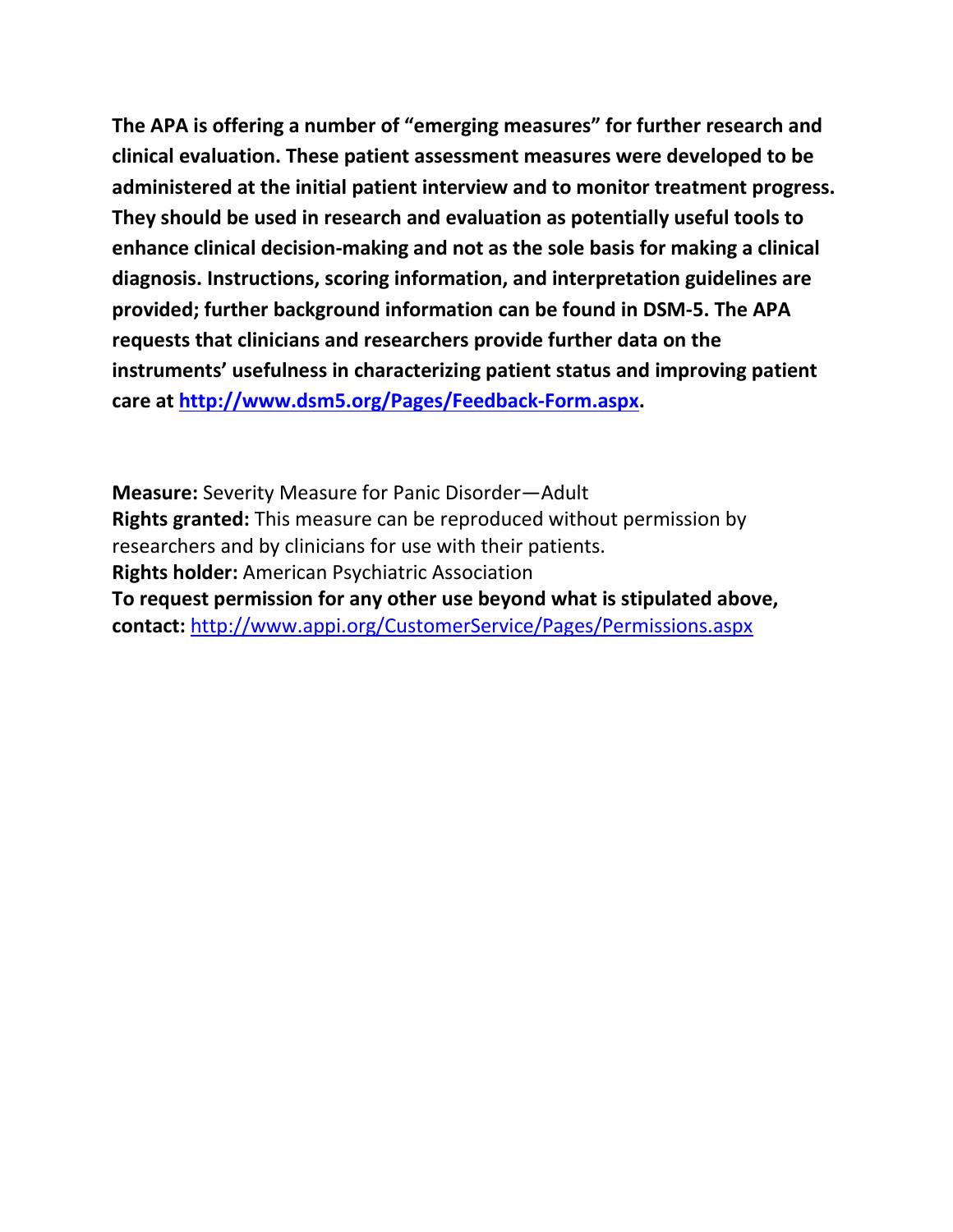**The APA is offering a number of "emerging measures" for further research and clinical evaluation. These patient assessment measures were developed to be administered at the initial patient interview and to monitor treatment progress. They should be used in research and evaluation as potentially useful tools to enhance clinical decision-making and not as the sole basis for making a clinical diagnosis. Instructions, scoring information, and interpretation guidelines are provided; further background information can be found in DSM-5. The APA requests that clinicians and researchers provide further data on the instruments' usefulness in characterizing patient status and improving patient care at [http://www.dsm5.org/Pages/Feedback-Form.aspx](http://www.dsm5.org/Pages/Feedback-Form.aspx).**

**Measure:** Severity Measure for Panic Disorder—Adult
**Rights granted:** This measure can be reproduced without permission by researchers and by clinicians for use with their patients.
**Rights holder:** American Psychiatric Association
**To request permission for any other use beyond what is stipulated above, contact:** [http://www.appi.org/CustomerService/Pages/Permissions.aspx](http://www.appi.org/CustomerService/Pages/Permissions.aspx)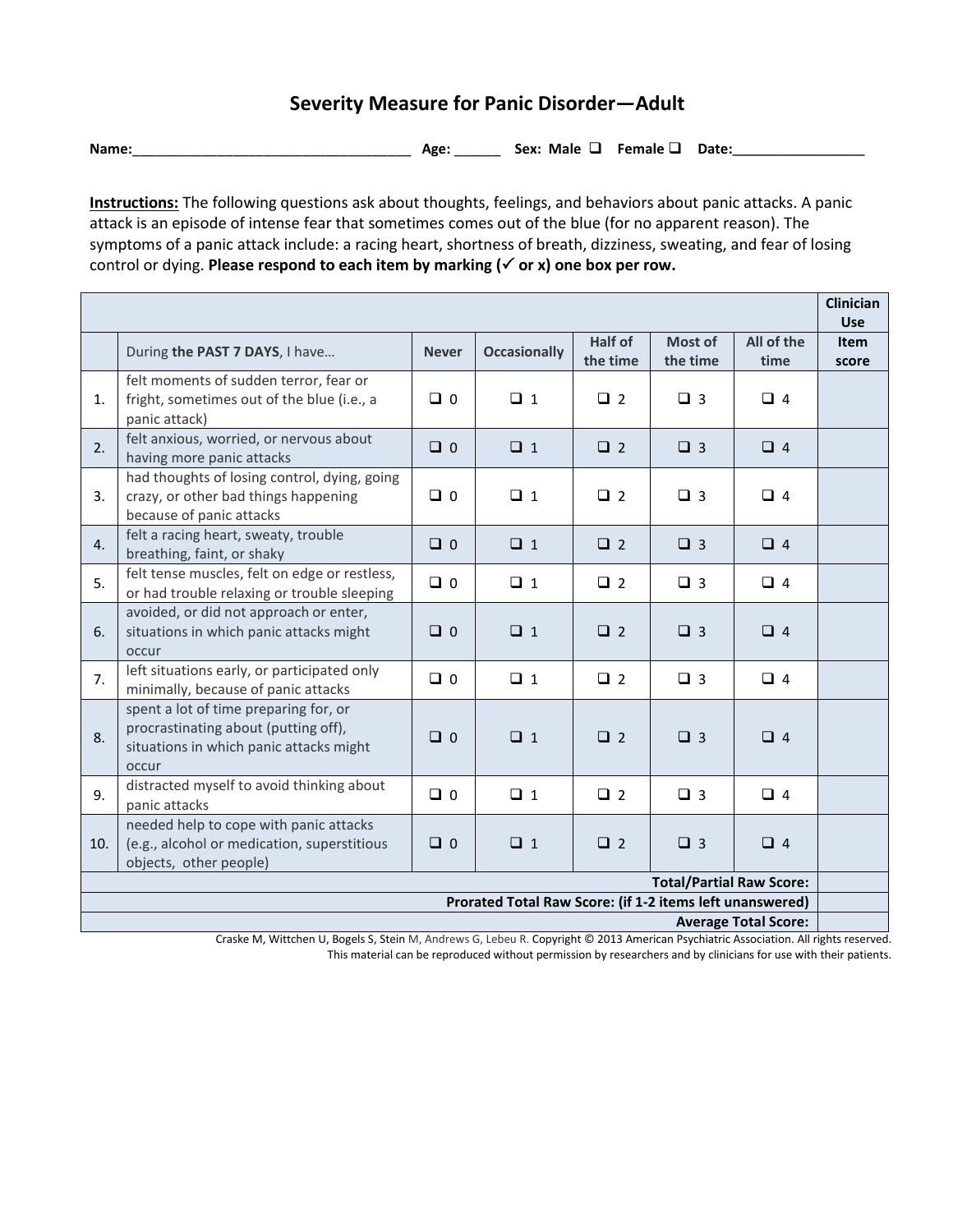# Severity Measure for Panic Disorder—Adult

**Name:**_____________________________________ **Age:** ______ **Sex:** **Male** ❑ **Female** ❑ **Date:**_________________

**Instructions:** The following questions ask about thoughts, feelings, and behaviors about panic attacks. A panic attack is an episode of intense fear that sometimes comes out of the blue (for no apparent reason). The symptoms of a panic attack include: a racing heart, shortness of breath, dizziness, sweating, and fear of losing control or dying. **Please respond to each item by marking (✓ or x) one box per row.**

| | | | | | | | Clinician Use |
|---|---|---|---|---|---|---|---|
| | During **the PAST 7 DAYS**, I have… | **Never** | **Occasionally** | **Half of the time** | **Most of the time** | **All of the time** | **Item score** |
| 1. | felt moments of sudden terror, fear or fright, sometimes out of the blue (i.e., a panic attack) | ❑ 0 | ❑ 1 | ❑ 2 | ❑ 3 | ❑ 4 | |
| 2. | felt anxious, worried, or nervous about having more panic attacks | ❑ 0 | ❑ 1 | ❑ 2 | ❑ 3 | ❑ 4 | |
| 3. | had thoughts of losing control, dying, going crazy, or other bad things happening because of panic attacks | ❑ 0 | ❑ 1 | ❑ 2 | ❑ 3 | ❑ 4 | |
| 4. | felt a racing heart, sweaty, trouble breathing, faint, or shaky | ❑ 0 | ❑ 1 | ❑ 2 | ❑ 3 | ❑ 4 | |
| 5. | felt tense muscles, felt on edge or restless, or had trouble relaxing or trouble sleeping | ❑ 0 | ❑ 1 | ❑ 2 | ❑ 3 | ❑ 4 | |
| 6. | avoided, or did not approach or enter, situations in which panic attacks might occur | ❑ 0 | ❑ 1 | ❑ 2 | ❑ 3 | ❑ 4 | |
| 7. | left situations early, or participated only minimally, because of panic attacks | ❑ 0 | ❑ 1 | ❑ 2 | ❑ 3 | ❑ 4 | |
| 8. | spent a lot of time preparing for, or procrastinating about (putting off), situations in which panic attacks might occur | ❑ 0 | ❑ 1 | ❑ 2 | ❑ 3 | ❑ 4 | |
| 9. | distracted myself to avoid thinking about panic attacks | ❑ 0 | ❑ 1 | ❑ 2 | ❑ 3 | ❑ 4 | |
| 10. | needed help to cope with panic attacks (e.g., alcohol or medication, superstitious objects, other people) | ❑ 0 | ❑ 1 | ❑ 2 | ❑ 3 | ❑ 4 | |
| | | | | | | **Total/Partial Raw Score:** | |
| | | | | | | **Prorated Total Raw Score: (if 1-2 items left unanswered)** | |
| | | | | | | **Average Total Score:** | |

Craske M, Wittchen U, Bogels S, Stein M, Andrews G, Lebeu R. Copyright © 2013 American Psychiatric Association. All rights reserved.
This material can be reproduced without permission by researchers and by clinicians for use with their patients.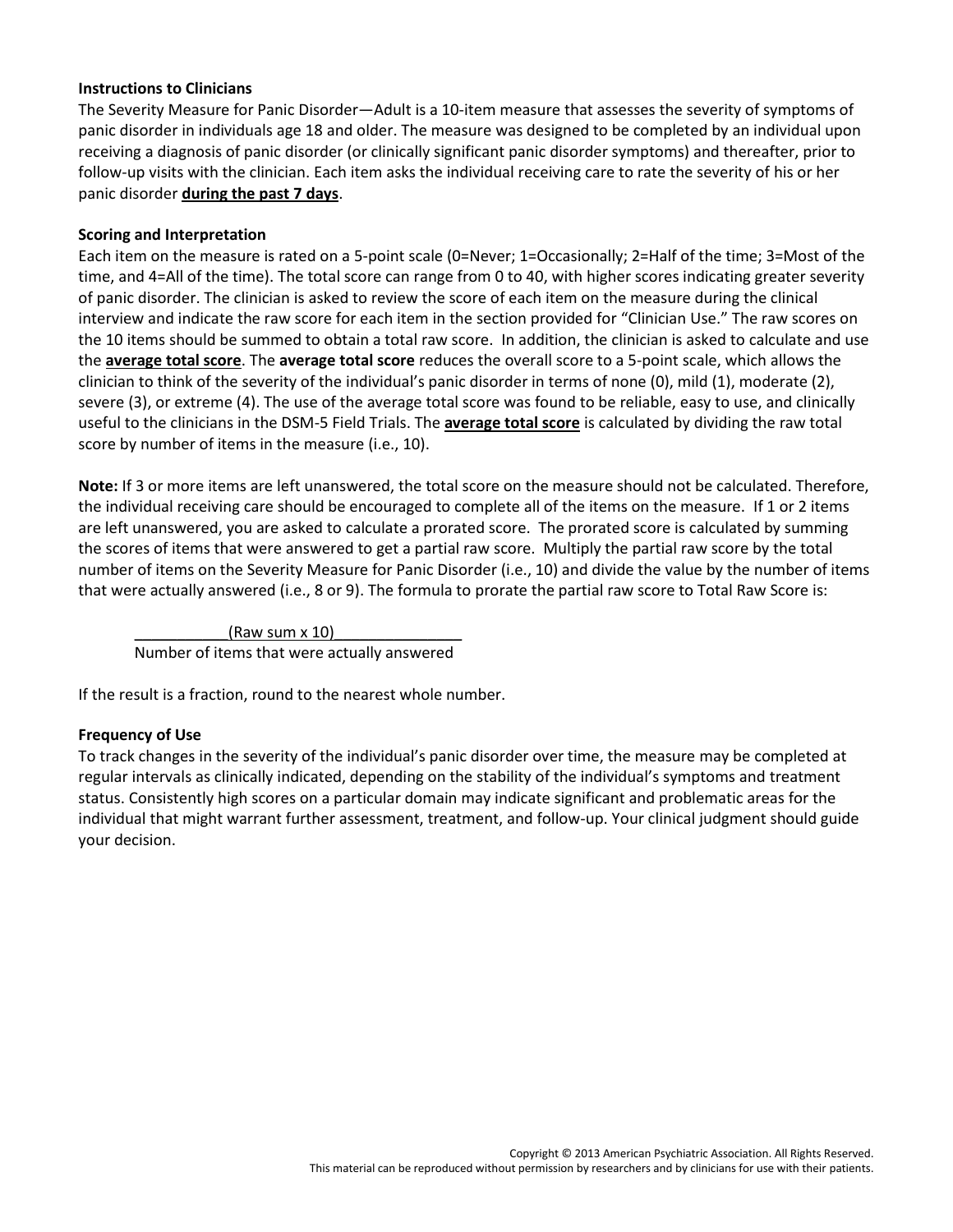**Instructions to Clinicians**

The Severity Measure for Panic Disorder—Adult is a 10-item measure that assesses the severity of symptoms of panic disorder in individuals age 18 and older. The measure was designed to be completed by an individual upon receiving a diagnosis of panic disorder (or clinically significant panic disorder symptoms) and thereafter, prior to follow-up visits with the clinician. Each item asks the individual receiving care to rate the severity of his or her panic disorder **during the past 7 days**.

**Scoring and Interpretation**

Each item on the measure is rated on a 5-point scale (0=Never; 1=Occasionally; 2=Half of the time; 3=Most of the time, and 4=All of the time). The total score can range from 0 to 40, with higher scores indicating greater severity of panic disorder. The clinician is asked to review the score of each item on the measure during the clinical interview and indicate the raw score for each item in the section provided for "Clinician Use." The raw scores on the 10 items should be summed to obtain a total raw score. In addition, the clinician is asked to calculate and use the **average total score**. The **average total score** reduces the overall score to a 5-point scale, which allows the clinician to think of the severity of the individual's panic disorder in terms of none (0), mild (1), moderate (2), severe (3), or extreme (4). The use of the average total score was found to be reliable, easy to use, and clinically useful to the clinicians in the DSM-5 Field Trials. The **average total score** is calculated by dividing the raw total score by number of items in the measure (i.e., 10).

**Note:** If 3 or more items are left unanswered, the total score on the measure should not be calculated. Therefore, the individual receiving care should be encouraged to complete all of the items on the measure. If 1 or 2 items are left unanswered, you are asked to calculate a prorated score. The prorated score is calculated by summing the scores of items that were answered to get a partial raw score. Multiply the partial raw score by the total number of items on the Severity Measure for Panic Disorder (i.e., 10) and divide the value by the number of items that were actually answered (i.e., 8 or 9). The formula to prorate the partial raw score to Total Raw Score is:

$$\frac{\text{(Raw sum x 10)}}{\text{Number of items that were actually answered}}$$

If the result is a fraction, round to the nearest whole number.

**Frequency of Use**

To track changes in the severity of the individual's panic disorder over time, the measure may be completed at regular intervals as clinically indicated, depending on the stability of the individual's symptoms and treatment status. Consistently high scores on a particular domain may indicate significant and problematic areas for the individual that might warrant further assessment, treatment, and follow-up. Your clinical judgment should guide your decision.

Copyright © 2013 American Psychiatric Association. All Rights Reserved.
This material can be reproduced without permission by researchers and by clinicians for use with their patients.